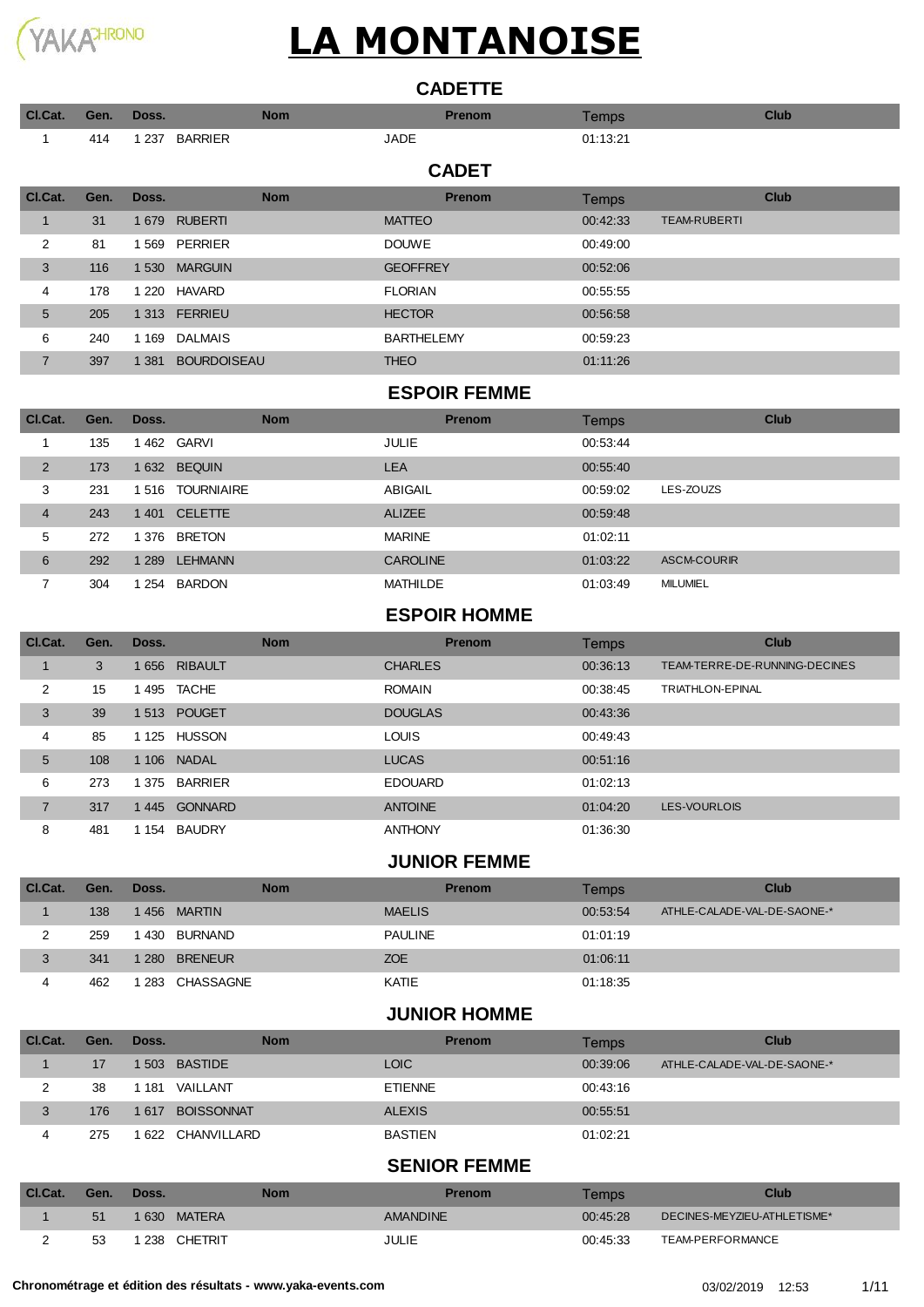# LA MONTANOISE

## CADETTE

| Cl.Cat. | Gen. | Doss. | Nom | Prenom | Temps | Club |
|---|---|---|---|---|---|---|
| 1 | 414 | 1 237 | BARRIER | JADE | 01:13:21 | |

## CADET

| Cl.Cat. | Gen. | Doss. | Nom | Prenom | Temps | Club |
|---|---|---|---|---|---|---|
| 1 | 31 | 1 679 | RUBERTI | MATTEO | 00:42:33 | TEAM-RUBERTI |
| 2 | 81 | 1 569 | PERRIER | DOUWE | 00:49:00 | |
| 3 | 116 | 1 530 | MARGUIN | GEOFFREY | 00:52:06 | |
| 4 | 178 | 1 220 | HAVARD | FLORIAN | 00:55:55 | |
| 5 | 205 | 1 313 | FERRIEU | HECTOR | 00:56:58 | |
| 6 | 240 | 1 169 | DALMAIS | BARTHELEMY | 00:59:23 | |
| 7 | 397 | 1 381 | BOURDOISEAU | THEO | 01:11:26 | |

## ESPOIR FEMME

| Cl.Cat. | Gen. | Doss. | Nom | Prenom | Temps | Club |
|---|---|---|---|---|---|---|
| 1 | 135 | 1 462 | GARVI | JULIE | 00:53:44 | |
| 2 | 173 | 1 632 | BEQUIN | LEA | 00:55:40 | |
| 3 | 231 | 1 516 | TOURNIAIRE | ABIGAIL | 00:59:02 | LES-ZOUZS |
| 4 | 243 | 1 401 | CELETTE | ALIZEE | 00:59:48 | |
| 5 | 272 | 1 376 | BRETON | MARINE | 01:02:11 | |
| 6 | 292 | 1 289 | LEHMANN | CAROLINE | 01:03:22 | ASCM-COURIR |
| 7 | 304 | 1 254 | BARDON | MATHILDE | 01:03:49 | MILUMIEL |

## ESPOIR HOMME

| Cl.Cat. | Gen. | Doss. | Nom | Prenom | Temps | Club |
|---|---|---|---|---|---|---|
| 1 | 3 | 1 656 | RIBAULT | CHARLES | 00:36:13 | TEAM-TERRE-DE-RUNNING-DECINES |
| 2 | 15 | 1 495 | TACHE | ROMAIN | 00:38:45 | TRIATHLON-EPINAL |
| 3 | 39 | 1 513 | POUGET | DOUGLAS | 00:43:36 | |
| 4 | 85 | 1 125 | HUSSON | LOUIS | 00:49:43 | |
| 5 | 108 | 1 106 | NADAL | LUCAS | 00:51:16 | |
| 6 | 273 | 1 375 | BARRIER | EDOUARD | 01:02:13 | |
| 7 | 317 | 1 445 | GONNARD | ANTOINE | 01:04:20 | LES-VOURLOIS |
| 8 | 481 | 1 154 | BAUDRY | ANTHONY | 01:36:30 | |

## JUNIOR FEMME

| Cl.Cat. | Gen. | Doss. | Nom | Prenom | Temps | Club |
|---|---|---|---|---|---|---|
| 1 | 138 | 1 456 | MARTIN | MAELIS | 00:53:54 | ATHLE-CALADE-VAL-DE-SAONE-* |
| 2 | 259 | 1 430 | BURNAND | PAULINE | 01:01:19 | |
| 3 | 341 | 1 280 | BRENEUR | ZOE | 01:06:11 | |
| 4 | 462 | 1 283 | CHASSAGNE | KATIE | 01:18:35 | |

## JUNIOR HOMME

| Cl.Cat. | Gen. | Doss. | Nom | Prenom | Temps | Club |
|---|---|---|---|---|---|---|
| 1 | 17 | 1 503 | BASTIDE | LOIC | 00:39:06 | ATHLE-CALADE-VAL-DE-SAONE-* |
| 2 | 38 | 1 181 | VAILLANT | ETIENNE | 00:43:16 | |
| 3 | 176 | 1 617 | BOISSONNAT | ALEXIS | 00:55:51 | |
| 4 | 275 | 1 622 | CHANVILLARD | BASTIEN | 01:02:21 | |

## SENIOR FEMME

| Cl.Cat. | Gen. | Doss. | Nom | Prenom | Temps | Club |
|---|---|---|---|---|---|---|
| 1 | 51 | 1 630 | MATERA | AMANDINE | 00:45:28 | DECINES-MEYZIEU-ATHLETISME* |
| 2 | 53 | 1 238 | CHETRIT | JULIE | 00:45:33 | TEAM-PERFORMANCE |

Chronométrage et édition des résultats - www.yaka-events.com 03/02/2019 12:53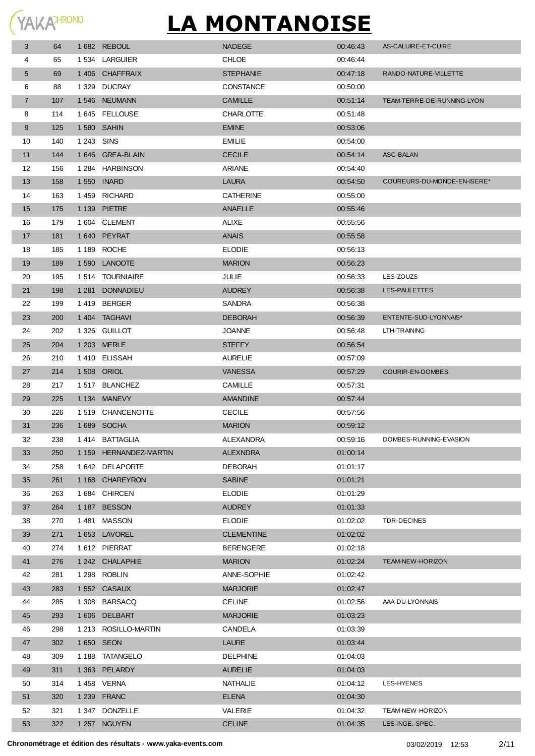# LA MONTANOISE

| | | | | | | |
|---|---|---|---|---|---|---|
| 3 | 64 | 1 682 | REBOUL | NADEGE | 00:46:43 | AS-CALUIRE-ET-CUIRE |
| 4 | 65 | 1 534 | LARGUIER | CHLOE | 00:46:44 | |
| 5 | 69 | 1 406 | CHAFFRAIX | STEPHANIE | 00:47:18 | RANDO-NATURE-VILLETTE |
| 6 | 88 | 1 329 | DUCRAY | CONSTANCE | 00:50:00 | |
| 7 | 107 | 1 546 | NEUMANN | CAMILLE | 00:51:14 | TEAM-TERRE-DE-RUNNING-LYON |
| 8 | 114 | 1 645 | FELLOUSE | CHARLOTTE | 00:51:48 | |
| 9 | 125 | 1 580 | SAHIN | EMINE | 00:53:06 | |
| 10 | 140 | 1 243 | SINS | EMILIE | 00:54:00 | |
| 11 | 144 | 1 646 | GREA-BLAIN | CECILE | 00:54:14 | ASC-BALAN |
| 12 | 156 | 1 284 | HARBINSON | ARIANE | 00:54:40 | |
| 13 | 158 | 1 550 | INARD | LAURA | 00:54:50 | COUREURS-DU-MONDE-EN-ISERE* |
| 14 | 163 | 1 459 | RICHARD | CATHERINE | 00:55:00 | |
| 15 | 175 | 1 139 | PIETRE | ANAELLE | 00:55:46 | |
| 16 | 179 | 1 604 | CLEMENT | ALIXE | 00:55:56 | |
| 17 | 181 | 1 640 | PEYRAT | ANAIS | 00:55:58 | |
| 18 | 185 | 1 189 | ROCHE | ELODIE | 00:56:13 | |
| 19 | 189 | 1 590 | LANOOTE | MARION | 00:56:23 | |
| 20 | 195 | 1 514 | TOURNIAIRE | JULIE | 00:56:33 | LES-ZOUZS |
| 21 | 198 | 1 281 | DONNADIEU | AUDREY | 00:56:38 | LES-PAULETTES |
| 22 | 199 | 1 419 | BERGER | SANDRA | 00:56:38 | |
| 23 | 200 | 1 404 | TAGHAVI | DEBORAH | 00:56:39 | ENTENTE-SUD-LYONNAIS* |
| 24 | 202 | 1 326 | GUILLOT | JOANNE | 00:56:48 | LTH-TRAINING |
| 25 | 204 | 1 203 | MERLE | STEFFY | 00:56:54 | |
| 26 | 210 | 1 410 | ELISSAH | AURELIE | 00:57:09 | |
| 27 | 214 | 1 508 | ORIOL | VANESSA | 00:57:29 | COURIR-EN-DOMBES |
| 28 | 217 | 1 517 | BLANCHEZ | CAMILLE | 00:57:31 | |
| 29 | 225 | 1 134 | MANEVY | AMANDINE | 00:57:44 | |
| 30 | 226 | 1 519 | CHANCENOTTE | CECILE | 00:57:56 | |
| 31 | 236 | 1 689 | SOCHA | MARION | 00:59:12 | |
| 32 | 238 | 1 414 | BATTAGLIA | ALEXANDRA | 00:59:16 | DOMBES-RUNNING-EVASION |
| 33 | 250 | 1 159 | HERNANDEZ-MARTIN | ALEXNDRA | 01:00:14 | |
| 34 | 258 | 1 642 | DELAPORTE | DEBORAH | 01:01:17 | |
| 35 | 261 | 1 168 | CHAREYRON | SABINE | 01:01:21 | |
| 36 | 263 | 1 684 | CHIRCEN | ELODIE | 01:01:29 | |
| 37 | 264 | 1 187 | BESSON | AUDREY | 01:01:33 | |
| 38 | 270 | 1 481 | MASSON | ELODIE | 01:02:02 | TDR-DECINES |
| 39 | 271 | 1 653 | LAVOREL | CLEMENTINE | 01:02:02 | |
| 40 | 274 | 1 612 | PIERRAT | BERENGERE | 01:02:18 | |
| 41 | 276 | 1 242 | CHALAPHIE | MARION | 01:02:24 | TEAM-NEW-HORIZON |
| 42 | 281 | 1 298 | ROBLIN | ANNE-SOPHIE | 01:02:42 | |
| 43 | 283 | 1 552 | CASAUX | MARJORIE | 01:02:47 | |
| 44 | 285 | 1 308 | BARSACQ | CELINE | 01:02:56 | AAA-DU-LYONNAIS |
| 45 | 293 | 1 606 | DELBART | MARJORIE | 01:03:23 | |
| 46 | 298 | 1 213 | ROSILLO-MARTIN | CANDELA | 01:03:39 | |
| 47 | 302 | 1 650 | SEON | LAURE | 01:03:44 | |
| 48 | 309 | 1 188 | TATANGELO | DELPHINE | 01:04:03 | |
| 49 | 311 | 1 363 | PELARDY | AURELIE | 01:04:03 | |
| 50 | 314 | 1 458 | VERNA | NATHALIE | 01:04:12 | LES-HYENES |
| 51 | 320 | 1 239 | FRANC | ELENA | 01:04:30 | |
| 52 | 321 | 1 347 | DONZELLE | VALERIE | 01:04:32 | TEAM-NEW-HORIZON |
| 53 | 322 | 1 257 | NGUYEN | CELINE | 01:04:35 | LES-INGE.-SPEC. |

**Chronométrage et édition des résultats - www.yaka-events.com** 03/02/2019 12:53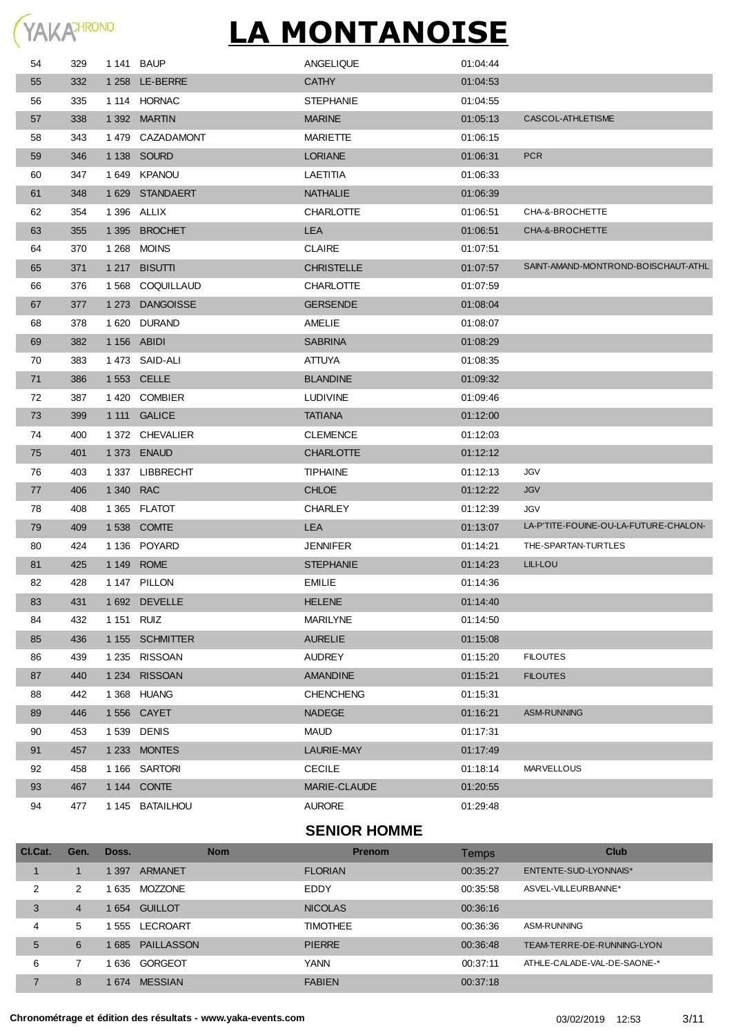# LA MONTANOISE

| Cl.Cat. | Gen. | Doss. | Nom | Prenom | Temps | Club |
|---|---|---|---|---|---|---|
| 54 | 329 | 1 141 | BAUP | ANGELIQUE | 01:04:44 | |
| 55 | 332 | 1 258 | LE-BERRE | CATHY | 01:04:53 | |
| 56 | 335 | 1 114 | HORNAC | STEPHANIE | 01:04:55 | |
| 57 | 338 | 1 392 | MARTIN | MARINE | 01:05:13 | CASCOL-ATHLETISME |
| 58 | 343 | 1 479 | CAZADAMONT | MARIETTE | 01:06:15 | |
| 59 | 346 | 1 138 | SOURD | LORIANE | 01:06:31 | PCR |
| 60 | 347 | 1 649 | KPANOU | LAETITIA | 01:06:33 | |
| 61 | 348 | 1 629 | STANDAERT | NATHALIE | 01:06:39 | |
| 62 | 354 | 1 396 | ALLIX | CHARLOTTE | 01:06:51 | CHA-&-BROCHETTE |
| 63 | 355 | 1 395 | BROCHET | LEA | 01:06:51 | CHA-&-BROCHETTE |
| 64 | 370 | 1 268 | MOINS | CLAIRE | 01:07:51 | |
| 65 | 371 | 1 217 | BISUTTI | CHRISTELLE | 01:07:57 | SAINT-AMAND-MONTROND-BOISCHAUT-ATHL |
| 66 | 376 | 1 568 | COQUILLAUD | CHARLOTTE | 01:07:59 | |
| 67 | 377 | 1 273 | DANGOISSE | GERSENDE | 01:08:04 | |
| 68 | 378 | 1 620 | DURAND | AMELIE | 01:08:07 | |
| 69 | 382 | 1 156 | ABIDI | SABRINA | 01:08:29 | |
| 70 | 383 | 1 473 | SAID-ALI | ATTUYA | 01:08:35 | |
| 71 | 386 | 1 553 | CELLE | BLANDINE | 01:09:32 | |
| 72 | 387 | 1 420 | COMBIER | LUDIVINE | 01:09:46 | |
| 73 | 399 | 1 111 | GALICE | TATIANA | 01:12:00 | |
| 74 | 400 | 1 372 | CHEVALIER | CLEMENCE | 01:12:03 | |
| 75 | 401 | 1 373 | ENAUD | CHARLOTTE | 01:12:12 | |
| 76 | 403 | 1 337 | LIBBRECHT | TIPHAINE | 01:12:13 | JGV |
| 77 | 406 | 1 340 | RAC | CHLOE | 01:12:22 | JGV |
| 78 | 408 | 1 365 | FLATOT | CHARLEY | 01:12:39 | JGV |
| 79 | 409 | 1 538 | COMTE | LEA | 01:13:07 | LA-P'TITE-FOUINE-OU-LA-FUTURE-CHALON- |
| 80 | 424 | 1 136 | POYARD | JENNIFER | 01:14:21 | THE-SPARTAN-TURTLES |
| 81 | 425 | 1 149 | ROME | STEPHANIE | 01:14:23 | LILI-LOU |
| 82 | 428 | 1 147 | PILLON | EMILIE | 01:14:36 | |
| 83 | 431 | 1 692 | DEVELLE | HELENE | 01:14:40 | |
| 84 | 432 | 1 151 | RUIZ | MARILYNE | 01:14:50 | |
| 85 | 436 | 1 155 | SCHMITTER | AURELIE | 01:15:08 | |
| 86 | 439 | 1 235 | RISSOAN | AUDREY | 01:15:20 | FILOUTES |
| 87 | 440 | 1 234 | RISSOAN | AMANDINE | 01:15:21 | FILOUTES |
| 88 | 442 | 1 368 | HUANG | CHENCHENG | 01:15:31 | |
| 89 | 446 | 1 556 | CAYET | NADEGE | 01:16:21 | ASM-RUNNING |
| 90 | 453 | 1 539 | DENIS | MAUD | 01:17:31 | |
| 91 | 457 | 1 233 | MONTES | LAURIE-MAY | 01:17:49 | |
| 92 | 458 | 1 166 | SARTORI | CECILE | 01:18:14 | MARVELLOUS |
| 93 | 467 | 1 144 | CONTE | MARIE-CLAUDE | 01:20:55 | |
| 94 | 477 | 1 145 | BATAILHOU | AURORE | 01:29:48 | |

## SENIOR HOMME

| Cl.Cat. | Gen. | Doss. | Nom | Prenom | Temps | Club |
|---|---|---|---|---|---|---|
| 1 | 1 | 1 397 | ARMANET | FLORIAN | 00:35:27 | ENTENTE-SUD-LYONNAIS* |
| 2 | 2 | 1 635 | MOZZONE | EDDY | 00:35:58 | ASVEL-VILLEURBANNE* |
| 3 | 4 | 1 654 | GUILLOT | NICOLAS | 00:36:16 | |
| 4 | 5 | 1 555 | LECROART | TIMOTHEE | 00:36:36 | ASM-RUNNING |
| 5 | 6 | 1 685 | PAILLASSON | PIERRE | 00:36:48 | TEAM-TERRE-DE-RUNNING-LYON |
| 6 | 7 | 1 636 | GORGEOT | YANN | 00:37:11 | ATHLE-CALADE-VAL-DE-SAONE-* |
| 7 | 8 | 1 674 | MESSIAN | FABIEN | 00:37:18 | |

**Chronométrage et édition des résultats - www.yaka-events.com** 03/02/2019 12:53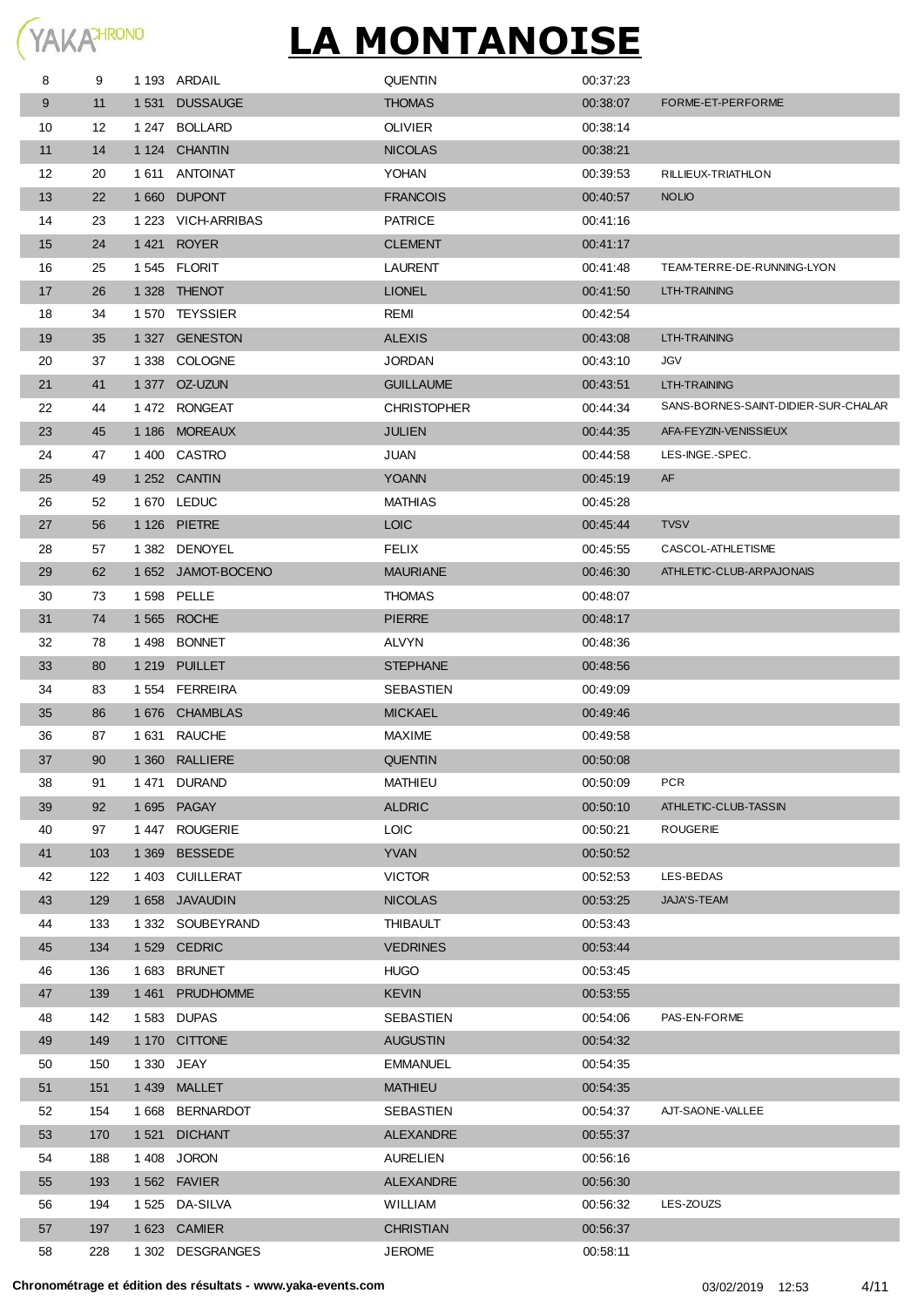# LA MONTANOISE

| | | | | | | |
|---|---|---|---|---|---|---|
| 8 | 9 | 1 193 | ARDAIL | QUENTIN | 00:37:23 | |
| 9 | 11 | 1 531 | DUSSAUGE | THOMAS | 00:38:07 | FORME-ET-PERFORME |
| 10 | 12 | 1 247 | BOLLARD | OLIVIER | 00:38:14 | |
| 11 | 14 | 1 124 | CHANTIN | NICOLAS | 00:38:21 | |
| 12 | 20 | 1 611 | ANTOINAT | YOHAN | 00:39:53 | RILLIEUX-TRIATHLON |
| 13 | 22 | 1 660 | DUPONT | FRANCOIS | 00:40:57 | NOLIO |
| 14 | 23 | 1 223 | VICH-ARRIBAS | PATRICE | 00:41:16 | |
| 15 | 24 | 1 421 | ROYER | CLEMENT | 00:41:17 | |
| 16 | 25 | 1 545 | FLORIT | LAURENT | 00:41:48 | TEAM-TERRE-DE-RUNNING-LYON |
| 17 | 26 | 1 328 | THENOT | LIONEL | 00:41:50 | LTH-TRAINING |
| 18 | 34 | 1 570 | TEYSSIER | REMI | 00:42:54 | |
| 19 | 35 | 1 327 | GENESTON | ALEXIS | 00:43:08 | LTH-TRAINING |
| 20 | 37 | 1 338 | COLOGNE | JORDAN | 00:43:10 | JGV |
| 21 | 41 | 1 377 | OZ-UZUN | GUILLAUME | 00:43:51 | LTH-TRAINING |
| 22 | 44 | 1 472 | RONGEAT | CHRISTOPHER | 00:44:34 | SANS-BORNES-SAINT-DIDIER-SUR-CHALAR |
| 23 | 45 | 1 186 | MOREAUX | JULIEN | 00:44:35 | AFA-FEYZIN-VENISSIEUX |
| 24 | 47 | 1 400 | CASTRO | JUAN | 00:44:58 | LES-INGE.-SPEC. |
| 25 | 49 | 1 252 | CANTIN | YOANN | 00:45:19 | AF |
| 26 | 52 | 1 670 | LEDUC | MATHIAS | 00:45:28 | |
| 27 | 56 | 1 126 | PIETRE | LOIC | 00:45:44 | TVSV |
| 28 | 57 | 1 382 | DENOYEL | FELIX | 00:45:55 | CASCOL-ATHLETISME |
| 29 | 62 | 1 652 | JAMOT-BOCENO | MAURIANE | 00:46:30 | ATHLETIC-CLUB-ARPAJONAIS |
| 30 | 73 | 1 598 | PELLE | THOMAS | 00:48:07 | |
| 31 | 74 | 1 565 | ROCHE | PIERRE | 00:48:17 | |
| 32 | 78 | 1 498 | BONNET | ALVYN | 00:48:36 | |
| 33 | 80 | 1 219 | PUILLET | STEPHANE | 00:48:56 | |
| 34 | 83 | 1 554 | FERREIRA | SEBASTIEN | 00:49:09 | |
| 35 | 86 | 1 676 | CHAMBLAS | MICKAEL | 00:49:46 | |
| 36 | 87 | 1 631 | RAUCHE | MAXIME | 00:49:58 | |
| 37 | 90 | 1 360 | RALLIERE | QUENTIN | 00:50:08 | |
| 38 | 91 | 1 471 | DURAND | MATHIEU | 00:50:09 | PCR |
| 39 | 92 | 1 695 | PAGAY | ALDRIC | 00:50:10 | ATHLETIC-CLUB-TASSIN |
| 40 | 97 | 1 447 | ROUGERIE | LOIC | 00:50:21 | ROUGERIE |
| 41 | 103 | 1 369 | BESSEDE | YVAN | 00:50:52 | |
| 42 | 122 | 1 403 | CUILLERAT | VICTOR | 00:52:53 | LES-BEDAS |
| 43 | 129 | 1 658 | JAVAUDIN | NICOLAS | 00:53:25 | JAJA'S-TEAM |
| 44 | 133 | 1 332 | SOUBEYRAND | THIBAULT | 00:53:43 | |
| 45 | 134 | 1 529 | CEDRIC | VEDRINES | 00:53:44 | |
| 46 | 136 | 1 683 | BRUNET | HUGO | 00:53:45 | |
| 47 | 139 | 1 461 | PRUDHOMME | KEVIN | 00:53:55 | |
| 48 | 142 | 1 583 | DUPAS | SEBASTIEN | 00:54:06 | PAS-EN-FORME |
| 49 | 149 | 1 170 | CITTONE | AUGUSTIN | 00:54:32 | |
| 50 | 150 | 1 330 | JEAY | EMMANUEL | 00:54:35 | |
| 51 | 151 | 1 439 | MALLET | MATHIEU | 00:54:35 | |
| 52 | 154 | 1 668 | BERNARDOT | SEBASTIEN | 00:54:37 | AJT-SAONE-VALLEE |
| 53 | 170 | 1 521 | DICHANT | ALEXANDRE | 00:55:37 | |
| 54 | 188 | 1 408 | JORON | AURELIEN | 00:56:16 | |
| 55 | 193 | 1 562 | FAVIER | ALEXANDRE | 00:56:30 | |
| 56 | 194 | 1 525 | DA-SILVA | WILLIAM | 00:56:32 | LES-ZOUZS |
| 57 | 197 | 1 623 | CAMIER | CHRISTIAN | 00:56:37 | |
| 58 | 228 | 1 302 | DESGRANGES | JEROME | 00:58:11 | |

**Chronométrage et édition des résultats - www.yaka-events.com** 03/02/2019 12:53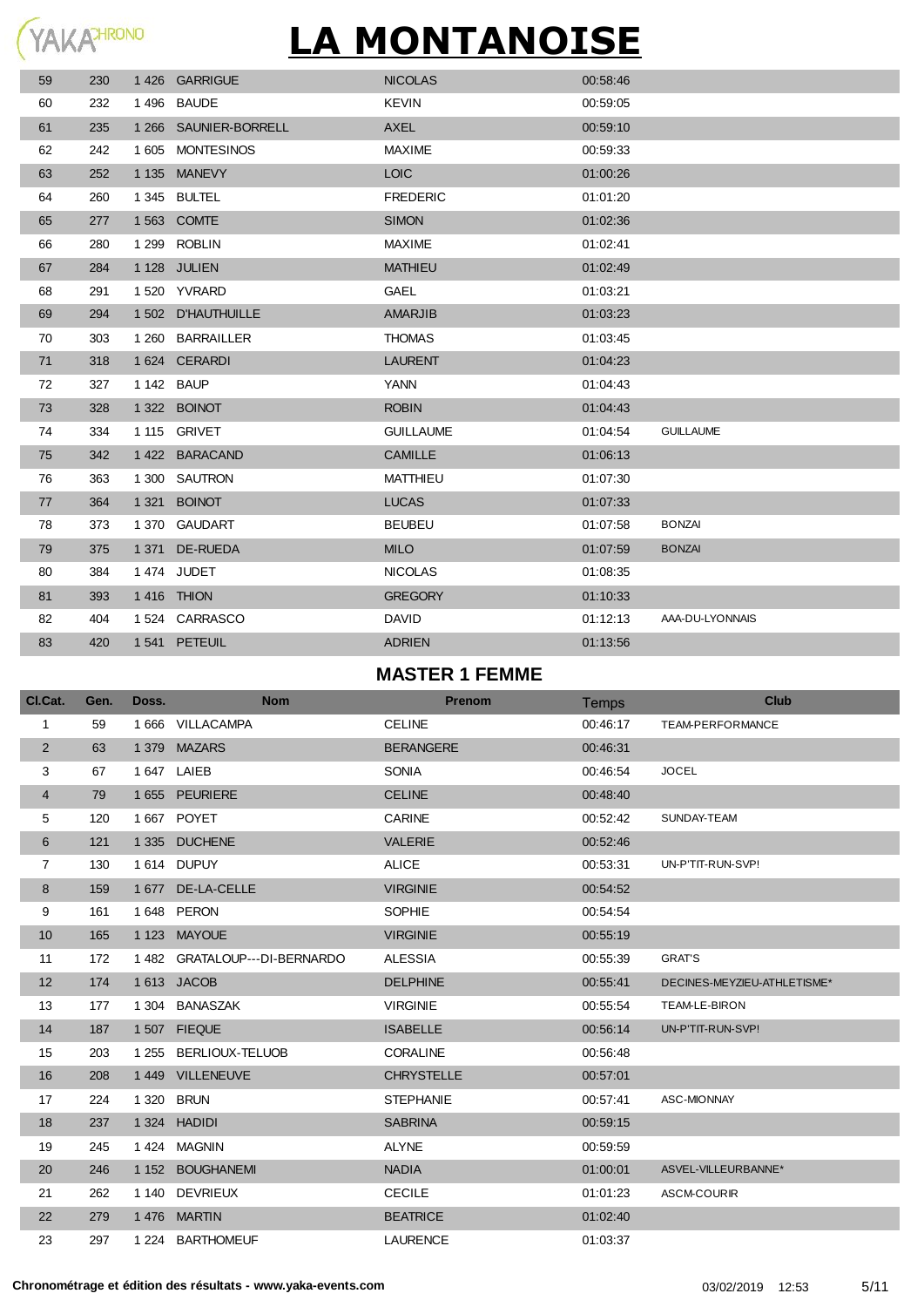# LA MONTANOISE

| Cl.Cat. | Gen. | Doss. | Nom | Prenom | Temps | Club |
|---|---|---|---|---|---|---|
| 59 | 230 | 1 426 | GARRIGUE | NICOLAS | 00:58:46 | |
| 60 | 232 | 1 496 | BAUDE | KEVIN | 00:59:05 | |
| 61 | 235 | 1 266 | SAUNIER-BORRELL | AXEL | 00:59:10 | |
| 62 | 242 | 1 605 | MONTESINOS | MAXIME | 00:59:33 | |
| 63 | 252 | 1 135 | MANEVY | LOIC | 01:00:26 | |
| 64 | 260 | 1 345 | BULTEL | FREDERIC | 01:01:20 | |
| 65 | 277 | 1 563 | COMTE | SIMON | 01:02:36 | |
| 66 | 280 | 1 299 | ROBLIN | MAXIME | 01:02:41 | |
| 67 | 284 | 1 128 | JULIEN | MATHIEU | 01:02:49 | |
| 68 | 291 | 1 520 | YVRARD | GAEL | 01:03:21 | |
| 69 | 294 | 1 502 | D'HAUTHUILLE | AMARJIB | 01:03:23 | |
| 70 | 303 | 1 260 | BARRAILLER | THOMAS | 01:03:45 | |
| 71 | 318 | 1 624 | CERARDI | LAURENT | 01:04:23 | |
| 72 | 327 | 1 142 | BAUP | YANN | 01:04:43 | |
| 73 | 328 | 1 322 | BOINOT | ROBIN | 01:04:43 | |
| 74 | 334 | 1 115 | GRIVET | GUILLAUME | 01:04:54 | GUILLAUME |
| 75 | 342 | 1 422 | BARACAND | CAMILLE | 01:06:13 | |
| 76 | 363 | 1 300 | SAUTRON | MATTHIEU | 01:07:30 | |
| 77 | 364 | 1 321 | BOINOT | LUCAS | 01:07:33 | |
| 78 | 373 | 1 370 | GAUDART | BEUBEU | 01:07:58 | BONZAI |
| 79 | 375 | 1 371 | DE-RUEDA | MILO | 01:07:59 | BONZAI |
| 80 | 384 | 1 474 | JUDET | NICOLAS | 01:08:35 | |
| 81 | 393 | 1 416 | THION | GREGORY | 01:10:33 | |
| 82 | 404 | 1 524 | CARRASCO | DAVID | 01:12:13 | AAA-DU-LYONNAIS |
| 83 | 420 | 1 541 | PETEUIL | ADRIEN | 01:13:56 | |

## MASTER 1 FEMME

| Cl.Cat. | Gen. | Doss. | Nom | Prenom | Temps | Club |
|---|---|---|---|---|---|---|
| 1 | 59 | 1 666 | VILLACAMPA | CELINE | 00:46:17 | TEAM-PERFORMANCE |
| 2 | 63 | 1 379 | MAZARS | BERANGERE | 00:46:31 | |
| 3 | 67 | 1 647 | LAIEB | SONIA | 00:46:54 | JOCEL |
| 4 | 79 | 1 655 | PEURIERE | CELINE | 00:48:40 | |
| 5 | 120 | 1 667 | POYET | CARINE | 00:52:42 | SUNDAY-TEAM |
| 6 | 121 | 1 335 | DUCHENE | VALERIE | 00:52:46 | |
| 7 | 130 | 1 614 | DUPUY | ALICE | 00:53:31 | UN-P'TIT-RUN-SVP! |
| 8 | 159 | 1 677 | DE-LA-CELLE | VIRGINIE | 00:54:52 | |
| 9 | 161 | 1 648 | PERON | SOPHIE | 00:54:54 | |
| 10 | 165 | 1 123 | MAYOUE | VIRGINIE | 00:55:19 | |
| 11 | 172 | 1 482 | GRATALOUP---DI-BERNARDO | ALESSIA | 00:55:39 | GRAT'S |
| 12 | 174 | 1 613 | JACOB | DELPHINE | 00:55:41 | DECINES-MEYZIEU-ATHLETISME* |
| 13 | 177 | 1 304 | BANASZAK | VIRGINIE | 00:55:54 | TEAM-LE-BIRON |
| 14 | 187 | 1 507 | FIEQUE | ISABELLE | 00:56:14 | UN-P'TIT-RUN-SVP! |
| 15 | 203 | 1 255 | BERLIOUX-TELUOB | CORALINE | 00:56:48 | |
| 16 | 208 | 1 449 | VILLENEUVE | CHRYSTELLE | 00:57:01 | |
| 17 | 224 | 1 320 | BRUN | STEPHANIE | 00:57:41 | ASC-MIONNAY |
| 18 | 237 | 1 324 | HADIDI | SABRINA | 00:59:15 | |
| 19 | 245 | 1 424 | MAGNIN | ALYNE | 00:59:59 | |
| 20 | 246 | 1 152 | BOUGHANEMI | NADIA | 01:00:01 | ASVEL-VILLEURBANNE* |
| 21 | 262 | 1 140 | DEVRIEUX | CECILE | 01:01:23 | ASCM-COURIR |
| 22 | 279 | 1 476 | MARTIN | BEATRICE | 01:02:40 | |
| 23 | 297 | 1 224 | BARTHOMEUF | LAURENCE | 01:03:37 | |

Chronométrage et édition des résultats - www.yaka-events.com 03/02/2019 12:53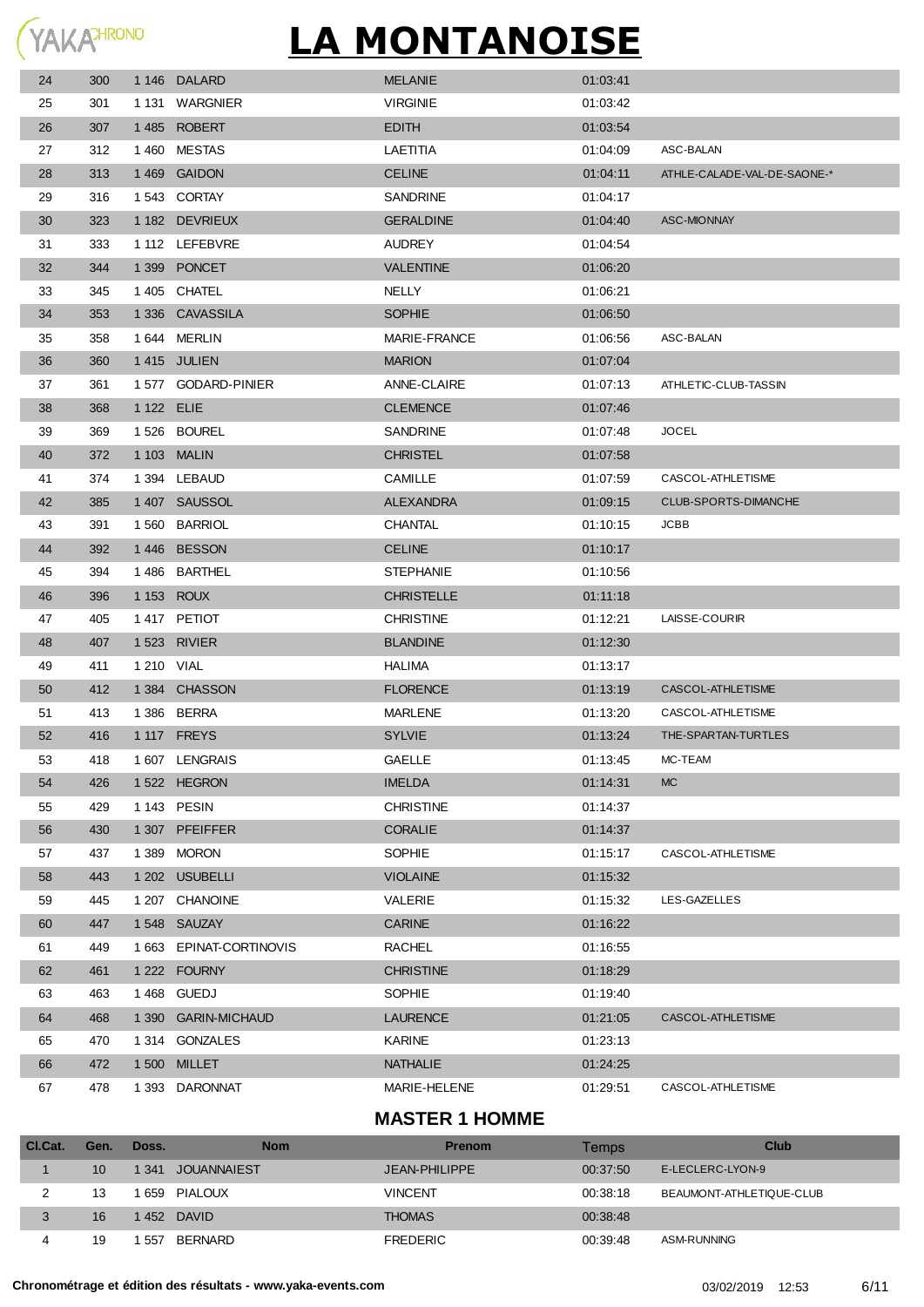# LA MONTANOISE

| Cl.Cat. | Gen. | Doss. | Nom | Prenom | Temps | Club |
|---|---|---|---|---|---|---|
| 24 | 300 | 1 146 | DALARD | MELANIE | 01:03:41 | |
| 25 | 301 | 1 131 | WARGNIER | VIRGINIE | 01:03:42 | |
| 26 | 307 | 1 485 | ROBERT | EDITH | 01:03:54 | |
| 27 | 312 | 1 460 | MESTAS | LAETITIA | 01:04:09 | ASC-BALAN |
| 28 | 313 | 1 469 | GAIDON | CELINE | 01:04:11 | ATHLE-CALADE-VAL-DE-SAONE-* |
| 29 | 316 | 1 543 | CORTAY | SANDRINE | 01:04:17 | |
| 30 | 323 | 1 182 | DEVRIEUX | GERALDINE | 01:04:40 | ASC-MIONNAY |
| 31 | 333 | 1 112 | LEFEBVRE | AUDREY | 01:04:54 | |
| 32 | 344 | 1 399 | PONCET | VALENTINE | 01:06:20 | |
| 33 | 345 | 1 405 | CHATEL | NELLY | 01:06:21 | |
| 34 | 353 | 1 336 | CAVASSILA | SOPHIE | 01:06:50 | |
| 35 | 358 | 1 644 | MERLIN | MARIE-FRANCE | 01:06:56 | ASC-BALAN |
| 36 | 360 | 1 415 | JULIEN | MARION | 01:07:04 | |
| 37 | 361 | 1 577 | GODARD-PINIER | ANNE-CLAIRE | 01:07:13 | ATHLETIC-CLUB-TASSIN |
| 38 | 368 | 1 122 | ELIE | CLEMENCE | 01:07:46 | |
| 39 | 369 | 1 526 | BOUREL | SANDRINE | 01:07:48 | JOCEL |
| 40 | 372 | 1 103 | MALIN | CHRISTEL | 01:07:58 | |
| 41 | 374 | 1 394 | LEBAUD | CAMILLE | 01:07:59 | CASCOL-ATHLETISME |
| 42 | 385 | 1 407 | SAUSSOL | ALEXANDRA | 01:09:15 | CLUB-SPORTS-DIMANCHE |
| 43 | 391 | 1 560 | BARRIOL | CHANTAL | 01:10:15 | JCBB |
| 44 | 392 | 1 446 | BESSON | CELINE | 01:10:17 | |
| 45 | 394 | 1 486 | BARTHEL | STEPHANIE | 01:10:56 | |
| 46 | 396 | 1 153 | ROUX | CHRISTELLE | 01:11:18 | |
| 47 | 405 | 1 417 | PETIOT | CHRISTINE | 01:12:21 | LAISSE-COURIR |
| 48 | 407 | 1 523 | RIVIER | BLANDINE | 01:12:30 | |
| 49 | 411 | 1 210 | VIAL | HALIMA | 01:13:17 | |
| 50 | 412 | 1 384 | CHASSON | FLORENCE | 01:13:19 | CASCOL-ATHLETISME |
| 51 | 413 | 1 386 | BERRA | MARLENE | 01:13:20 | CASCOL-ATHLETISME |
| 52 | 416 | 1 117 | FREYS | SYLVIE | 01:13:24 | THE-SPARTAN-TURTLES |
| 53 | 418 | 1 607 | LENGRAIS | GAELLE | 01:13:45 | MC-TEAM |
| 54 | 426 | 1 522 | HEGRON | IMELDA | 01:14:31 | MC |
| 55 | 429 | 1 143 | PESIN | CHRISTINE | 01:14:37 | |
| 56 | 430 | 1 307 | PFEIFFER | CORALIE | 01:14:37 | |
| 57 | 437 | 1 389 | MORON | SOPHIE | 01:15:17 | CASCOL-ATHLETISME |
| 58 | 443 | 1 202 | USUBELLI | VIOLAINE | 01:15:32 | |
| 59 | 445 | 1 207 | CHANOINE | VALERIE | 01:15:32 | LES-GAZELLES |
| 60 | 447 | 1 548 | SAUZAY | CARINE | 01:16:22 | |
| 61 | 449 | 1 663 | EPINAT-CORTINOVIS | RACHEL | 01:16:55 | |
| 62 | 461 | 1 222 | FOURNY | CHRISTINE | 01:18:29 | |
| 63 | 463 | 1 468 | GUEDJ | SOPHIE | 01:19:40 | |
| 64 | 468 | 1 390 | GARIN-MICHAUD | LAURENCE | 01:21:05 | CASCOL-ATHLETISME |
| 65 | 470 | 1 314 | GONZALES | KARINE | 01:23:13 | |
| 66 | 472 | 1 500 | MILLET | NATHALIE | 01:24:25 | |
| 67 | 478 | 1 393 | DARONNAT | MARIE-HELENE | 01:29:51 | CASCOL-ATHLETISME |

## MASTER 1 HOMME

| Cl.Cat. | Gen. | Doss. | Nom | Prenom | Temps | Club |
|---|---|---|---|---|---|---|
| 1 | 10 | 1 341 | JOUANNAIEST | JEAN-PHILIPPE | 00:37:50 | E-LECLERC-LYON-9 |
| 2 | 13 | 1 659 | PIALOUX | VINCENT | 00:38:18 | BEAUMONT-ATHLETIQUE-CLUB |
| 3 | 16 | 1 452 | DAVID | THOMAS | 00:38:48 | |
| 4 | 19 | 1 557 | BERNARD | FREDERIC | 00:39:48 | ASM-RUNNING |

Chronométrage et édition des résultats - www.yaka-events.com 03/02/2019 12:53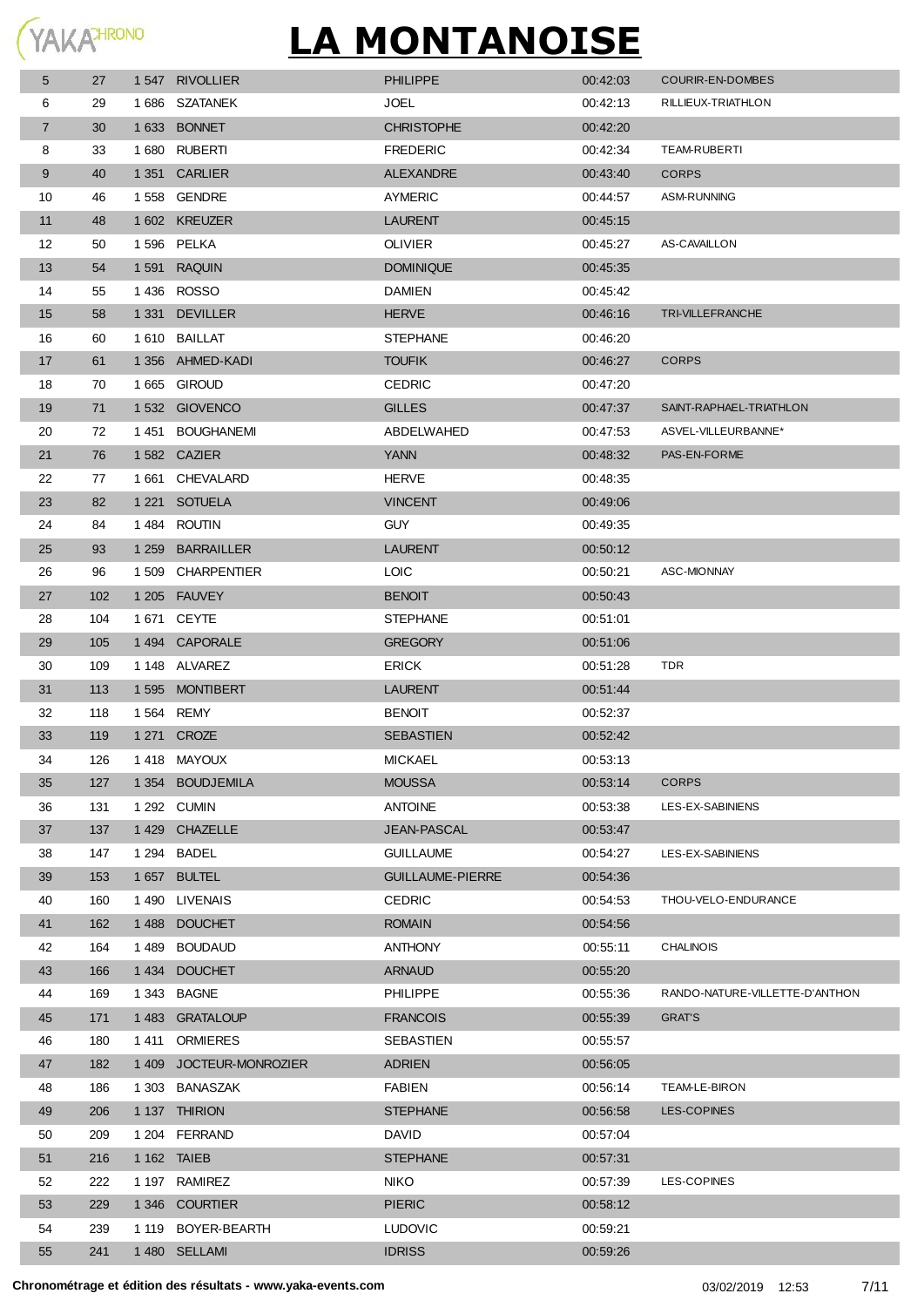# LA MONTANOISE

| | | | | | | |
|---|---|---|---|---|---|---|
| 5 | 27 | 1 547 | RIVOLLIER | PHILIPPE | 00:42:03 | COURIR-EN-DOMBES |
| 6 | 29 | 1 686 | SZATANEK | JOEL | 00:42:13 | RILLIEUX-TRIATHLON |
| 7 | 30 | 1 633 | BONNET | CHRISTOPHE | 00:42:20 | |
| 8 | 33 | 1 680 | RUBERTI | FREDERIC | 00:42:34 | TEAM-RUBERTI |
| 9 | 40 | 1 351 | CARLIER | ALEXANDRE | 00:43:40 | CORPS |
| 10 | 46 | 1 558 | GENDRE | AYMERIC | 00:44:57 | ASM-RUNNING |
| 11 | 48 | 1 602 | KREUZER | LAURENT | 00:45:15 | |
| 12 | 50 | 1 596 | PELKA | OLIVIER | 00:45:27 | AS-CAVAILLON |
| 13 | 54 | 1 591 | RAQUIN | DOMINIQUE | 00:45:35 | |
| 14 | 55 | 1 436 | ROSSO | DAMIEN | 00:45:42 | |
| 15 | 58 | 1 331 | DEVILLER | HERVE | 00:46:16 | TRI-VILLEFRANCHE |
| 16 | 60 | 1 610 | BAILLAT | STEPHANE | 00:46:20 | |
| 17 | 61 | 1 356 | AHMED-KADI | TOUFIK | 00:46:27 | CORPS |
| 18 | 70 | 1 665 | GIROUD | CEDRIC | 00:47:20 | |
| 19 | 71 | 1 532 | GIOVENCO | GILLES | 00:47:37 | SAINT-RAPHAEL-TRIATHLON |
| 20 | 72 | 1 451 | BOUGHANEMI | ABDELWAHED | 00:47:53 | ASVEL-VILLEURBANNE* |
| 21 | 76 | 1 582 | CAZIER | YANN | 00:48:32 | PAS-EN-FORME |
| 22 | 77 | 1 661 | CHEVALARD | HERVE | 00:48:35 | |
| 23 | 82 | 1 221 | SOTUELA | VINCENT | 00:49:06 | |
| 24 | 84 | 1 484 | ROUTIN | GUY | 00:49:35 | |
| 25 | 93 | 1 259 | BARRAILLER | LAURENT | 00:50:12 | |
| 26 | 96 | 1 509 | CHARPENTIER | LOIC | 00:50:21 | ASC-MIONNAY |
| 27 | 102 | 1 205 | FAUVEY | BENOIT | 00:50:43 | |
| 28 | 104 | 1 671 | CEYTE | STEPHANE | 00:51:01 | |
| 29 | 105 | 1 494 | CAPORALE | GREGORY | 00:51:06 | |
| 30 | 109 | 1 148 | ALVAREZ | ERICK | 00:51:28 | TDR |
| 31 | 113 | 1 595 | MONTIBERT | LAURENT | 00:51:44 | |
| 32 | 118 | 1 564 | REMY | BENOIT | 00:52:37 | |
| 33 | 119 | 1 271 | CROZE | SEBASTIEN | 00:52:42 | |
| 34 | 126 | 1 418 | MAYOUX | MICKAEL | 00:53:13 | |
| 35 | 127 | 1 354 | BOUDJEMILA | MOUSSA | 00:53:14 | CORPS |
| 36 | 131 | 1 292 | CUMIN | ANTOINE | 00:53:38 | LES-EX-SABINIENS |
| 37 | 137 | 1 429 | CHAZELLE | JEAN-PASCAL | 00:53:47 | |
| 38 | 147 | 1 294 | BADEL | GUILLAUME | 00:54:27 | LES-EX-SABINIENS |
| 39 | 153 | 1 657 | BULTEL | GUILLAUME-PIERRE | 00:54:36 | |
| 40 | 160 | 1 490 | LIVENAIS | CEDRIC | 00:54:53 | THOU-VELO-ENDURANCE |
| 41 | 162 | 1 488 | DOUCHET | ROMAIN | 00:54:56 | |
| 42 | 164 | 1 489 | BOUDAUD | ANTHONY | 00:55:11 | CHALINOIS |
| 43 | 166 | 1 434 | DOUCHET | ARNAUD | 00:55:20 | |
| 44 | 169 | 1 343 | BAGNE | PHILIPPE | 00:55:36 | RANDO-NATURE-VILLETTE-D'ANTHON |
| 45 | 171 | 1 483 | GRATALOUP | FRANCOIS | 00:55:39 | GRAT'S |
| 46 | 180 | 1 411 | ORMIERES | SEBASTIEN | 00:55:57 | |
| 47 | 182 | 1 409 | JOCTEUR-MONROZIER | ADRIEN | 00:56:05 | |
| 48 | 186 | 1 303 | BANASZAK | FABIEN | 00:56:14 | TEAM-LE-BIRON |
| 49 | 206 | 1 137 | THIRION | STEPHANE | 00:56:58 | LES-COPINES |
| 50 | 209 | 1 204 | FERRAND | DAVID | 00:57:04 | |
| 51 | 216 | 1 162 | TAIEB | STEPHANE | 00:57:31 | |
| 52 | 222 | 1 197 | RAMIREZ | NIKO | 00:57:39 | LES-COPINES |
| 53 | 229 | 1 346 | COURTIER | PIERIC | 00:58:12 | |
| 54 | 239 | 1 119 | BOYER-BEARTH | LUDOVIC | 00:59:21 | |
| 55 | 241 | 1 480 | SELLAMI | IDRISS | 00:59:26 | |

**Chronométrage et édition des résultats - www.yaka-events.com** 03/02/2019 12:53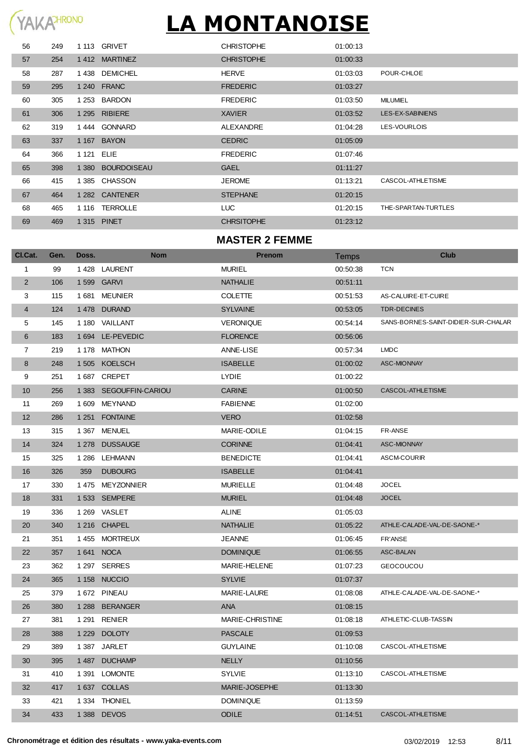# LA MONTANOISE

| Cl.Cat. | Gen. | Doss. | Nom | Prenom | Temps | Club |
|---|---|---|---|---|---|---|
| 56 | 249 | 1 113 | GRIVET | CHRISTOPHE | 01:00:13 | |
| 57 | 254 | 1 412 | MARTINEZ | CHRISTOPHE | 01:00:33 | |
| 58 | 287 | 1 438 | DEMICHEL | HERVE | 01:03:03 | POUR-CHLOE |
| 59 | 295 | 1 240 | FRANC | FREDERIC | 01:03:27 | |
| 60 | 305 | 1 253 | BARDON | FREDERIC | 01:03:50 | MILUMIEL |
| 61 | 306 | 1 295 | RIBIERE | XAVIER | 01:03:52 | LES-EX-SABINIENS |
| 62 | 319 | 1 444 | GONNARD | ALEXANDRE | 01:04:28 | LES-VOURLOIS |
| 63 | 337 | 1 167 | BAYON | CEDRIC | 01:05:09 | |
| 64 | 366 | 1 121 | ELIE | FREDERIC | 01:07:46 | |
| 65 | 398 | 1 380 | BOURDOISEAU | GAEL | 01:11:27 | |
| 66 | 415 | 1 385 | CHASSON | JEROME | 01:13:21 | CASCOL-ATHLETISME |
| 67 | 464 | 1 282 | CANTENER | STEPHANE | 01:20:15 | |
| 68 | 465 | 1 116 | TERROLLE | LUC | 01:20:15 | THE-SPARTAN-TURTLES |
| 69 | 469 | 1 315 | PINET | CHRSITOPHE | 01:23:12 | |

## MASTER 2 FEMME

| Cl.Cat. | Gen. | Doss. | Nom | Prenom | Temps | Club |
|---|---|---|---|---|---|---|
| 1 | 99 | 1 428 | LAURENT | MURIEL | 00:50:38 | TCN |
| 2 | 106 | 1 599 | GARVI | NATHALIE | 00:51:11 | |
| 3 | 115 | 1 681 | MEUNIER | COLETTE | 00:51:53 | AS-CALUIRE-ET-CUIRE |
| 4 | 124 | 1 478 | DURAND | SYLVAINE | 00:53:05 | TDR-DECINES |
| 5 | 145 | 1 180 | VAILLANT | VERONIQUE | 00:54:14 | SANS-BORNES-SAINT-DIDIER-SUR-CHALAR |
| 6 | 183 | 1 694 | LE-PEVEDIC | FLORENCE | 00:56:06 | |
| 7 | 219 | 1 178 | MATHON | ANNE-LISE | 00:57:34 | LMDC |
| 8 | 248 | 1 505 | KOELSCH | ISABELLE | 01:00:02 | ASC-MIONNAY |
| 9 | 251 | 1 687 | CREPET | LYDIE | 01:00:22 | |
| 10 | 256 | 1 383 | SEGOUFFIN-CARIOU | CARINE | 01:00:50 | CASCOL-ATHLETISME |
| 11 | 269 | 1 609 | MEYNAND | FABIENNE | 01:02:00 | |
| 12 | 286 | 1 251 | FONTAINE | VERO | 01:02:58 | |
| 13 | 315 | 1 367 | MENUEL | MARIE-ODILE | 01:04:15 | FR-ANSE |
| 14 | 324 | 1 278 | DUSSAUGE | CORINNE | 01:04:41 | ASC-MIONNAY |
| 15 | 325 | 1 286 | LEHMANN | BENEDICTE | 01:04:41 | ASCM-COURIR |
| 16 | 326 | 359 | DUBOURG | ISABELLE | 01:04:41 | |
| 17 | 330 | 1 475 | MEYZONNIER | MURIELLE | 01:04:48 | JOCEL |
| 18 | 331 | 1 533 | SEMPERE | MURIEL | 01:04:48 | JOCEL |
| 19 | 336 | 1 269 | VASLET | ALINE | 01:05:03 | |
| 20 | 340 | 1 216 | CHAPEL | NATHALIE | 01:05:22 | ATHLE-CALADE-VAL-DE-SAONE-* |
| 21 | 351 | 1 455 | MORTREUX | JEANNE | 01:06:45 | FR'ANSE |
| 22 | 357 | 1 641 | NOCA | DOMINIQUE | 01:06:55 | ASC-BALAN |
| 23 | 362 | 1 297 | SERRES | MARIE-HELENE | 01:07:23 | GEOCOUCOU |
| 24 | 365 | 1 158 | NUCCIO | SYLVIE | 01:07:37 | |
| 25 | 379 | 1 672 | PINEAU | MARIE-LAURE | 01:08:08 | ATHLE-CALADE-VAL-DE-SAONE-* |
| 26 | 380 | 1 288 | BERANGER | ANA | 01:08:15 | |
| 27 | 381 | 1 291 | RENIER | MARIE-CHRISTINE | 01:08:18 | ATHLETIC-CLUB-TASSIN |
| 28 | 388 | 1 229 | DOLOTY | PASCALE | 01:09:53 | |
| 29 | 389 | 1 387 | JARLET | GUYLAINE | 01:10:08 | CASCOL-ATHLETISME |
| 30 | 395 | 1 487 | DUCHAMP | NELLY | 01:10:56 | |
| 31 | 410 | 1 391 | LOMONTE | SYLVIE | 01:13:10 | CASCOL-ATHLETISME |
| 32 | 417 | 1 637 | COLLAS | MARIE-JOSEPHE | 01:13:30 | |
| 33 | 421 | 1 334 | THONIEL | DOMINIQUE | 01:13:59 | |
| 34 | 433 | 1 388 | DEVOS | ODILE | 01:14:51 | CASCOL-ATHLETISME |

**Chronométrage et édition des résultats - www.yaka-events.com** 03/02/2019 12:53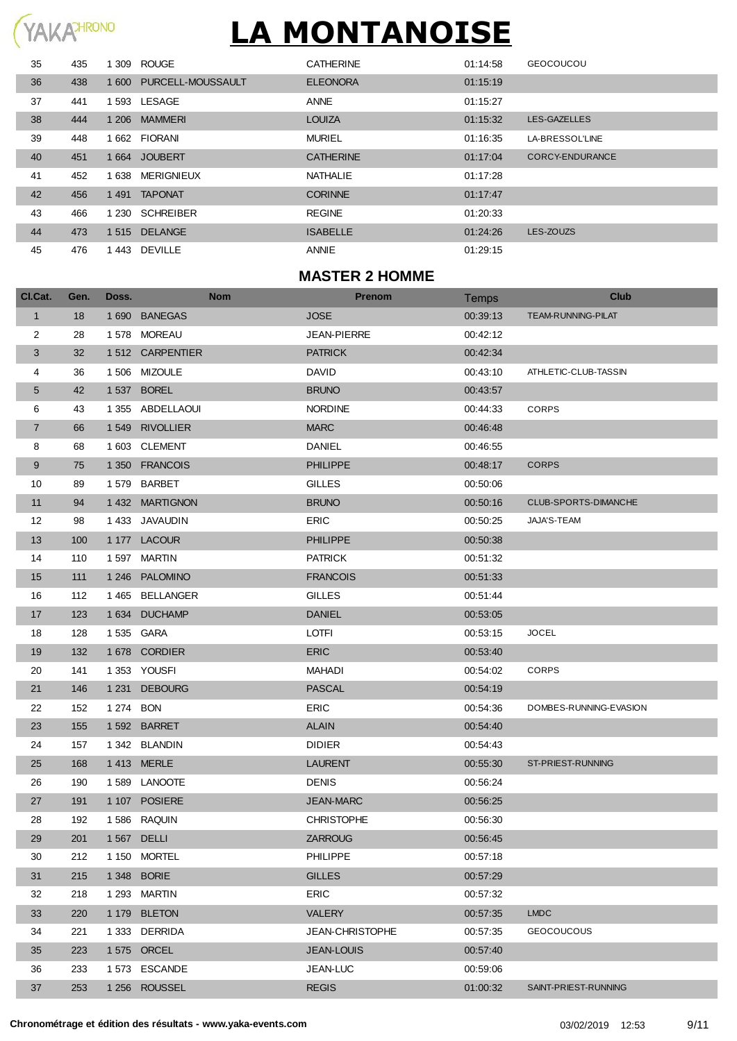# LA MONTANOISE

| | | | | | | |
|---|---|---|---|---|---|---|
| 35 | 435 | 1 309 | ROUGE | CATHERINE | 01:14:58 | GEOCOUCOU |
| 36 | 438 | 1 600 | PURCELL-MOUSSAULT | ELEONORA | 01:15:19 | |
| 37 | 441 | 1 593 | LESAGE | ANNE | 01:15:27 | |
| 38 | 444 | 1 206 | MAMMERI | LOUIZA | 01:15:32 | LES-GAZELLES |
| 39 | 448 | 1 662 | FIORANI | MURIEL | 01:16:35 | LA-BRESSOL'LINE |
| 40 | 451 | 1 664 | JOUBERT | CATHERINE | 01:17:04 | CORCY-ENDURANCE |
| 41 | 452 | 1 638 | MERIGNIEUX | NATHALIE | 01:17:28 | |
| 42 | 456 | 1 491 | TAPONAT | CORINNE | 01:17:47 | |
| 43 | 466 | 1 230 | SCHREIBER | REGINE | 01:20:33 | |
| 44 | 473 | 1 515 | DELANGE | ISABELLE | 01:24:26 | LES-ZOUZS |
| 45 | 476 | 1 443 | DEVILLE | ANNIE | 01:29:15 | |

## MASTER 2 HOMME

| Cl.Cat. | Gen. | Doss. | Nom | Prenom | Temps | Club |
|---|---|---|---|---|---|---|
| 1 | 18 | 1 690 | BANEGAS | JOSE | 00:39:13 | TEAM-RUNNING-PILAT |
| 2 | 28 | 1 578 | MOREAU | JEAN-PIERRE | 00:42:12 | |
| 3 | 32 | 1 512 | CARPENTIER | PATRICK | 00:42:34 | |
| 4 | 36 | 1 506 | MIZOULE | DAVID | 00:43:10 | ATHLETIC-CLUB-TASSIN |
| 5 | 42 | 1 537 | BOREL | BRUNO | 00:43:57 | |
| 6 | 43 | 1 355 | ABDELLAOUI | NORDINE | 00:44:33 | CORPS |
| 7 | 66 | 1 549 | RIVOLLIER | MARC | 00:46:48 | |
| 8 | 68 | 1 603 | CLEMENT | DANIEL | 00:46:55 | |
| 9 | 75 | 1 350 | FRANCOIS | PHILIPPE | 00:48:17 | CORPS |
| 10 | 89 | 1 579 | BARBET | GILLES | 00:50:06 | |
| 11 | 94 | 1 432 | MARTIGNON | BRUNO | 00:50:16 | CLUB-SPORTS-DIMANCHE |
| 12 | 98 | 1 433 | JAVAUDIN | ERIC | 00:50:25 | JAJA'S-TEAM |
| 13 | 100 | 1 177 | LACOUR | PHILIPPE | 00:50:38 | |
| 14 | 110 | 1 597 | MARTIN | PATRICK | 00:51:32 | |
| 15 | 111 | 1 246 | PALOMINO | FRANCOIS | 00:51:33 | |
| 16 | 112 | 1 465 | BELLANGER | GILLES | 00:51:44 | |
| 17 | 123 | 1 634 | DUCHAMP | DANIEL | 00:53:05 | |
| 18 | 128 | 1 535 | GARA | LOTFI | 00:53:15 | JOCEL |
| 19 | 132 | 1 678 | CORDIER | ERIC | 00:53:40 | |
| 20 | 141 | 1 353 | YOUSFI | MAHADI | 00:54:02 | CORPS |
| 21 | 146 | 1 231 | DEBOURG | PASCAL | 00:54:19 | |
| 22 | 152 | 1 274 | BON | ERIC | 00:54:36 | DOMBES-RUNNING-EVASION |
| 23 | 155 | 1 592 | BARRET | ALAIN | 00:54:40 | |
| 24 | 157 | 1 342 | BLANDIN | DIDIER | 00:54:43 | |
| 25 | 168 | 1 413 | MERLE | LAURENT | 00:55:30 | ST-PRIEST-RUNNING |
| 26 | 190 | 1 589 | LANOOTE | DENIS | 00:56:24 | |
| 27 | 191 | 1 107 | POSIERE | JEAN-MARC | 00:56:25 | |
| 28 | 192 | 1 586 | RAQUIN | CHRISTOPHE | 00:56:30 | |
| 29 | 201 | 1 567 | DELLI | ZARROUG | 00:56:45 | |
| 30 | 212 | 1 150 | MORTEL | PHILIPPE | 00:57:18 | |
| 31 | 215 | 1 348 | BORIE | GILLES | 00:57:29 | |
| 32 | 218 | 1 293 | MARTIN | ERIC | 00:57:32 | |
| 33 | 220 | 1 179 | BLETON | VALERY | 00:57:35 | LMDC |
| 34 | 221 | 1 333 | DERRIDA | JEAN-CHRISTOPHE | 00:57:35 | GEOCOUCOUS |
| 35 | 223 | 1 575 | ORCEL | JEAN-LOUIS | 00:57:40 | |
| 36 | 233 | 1 573 | ESCANDE | JEAN-LUC | 00:59:06 | |
| 37 | 253 | 1 256 | ROUSSEL | REGIS | 01:00:32 | SAINT-PRIEST-RUNNING |

**Chronométrage et édition des résultats - www.yaka-events.com** 03/02/2019 12:53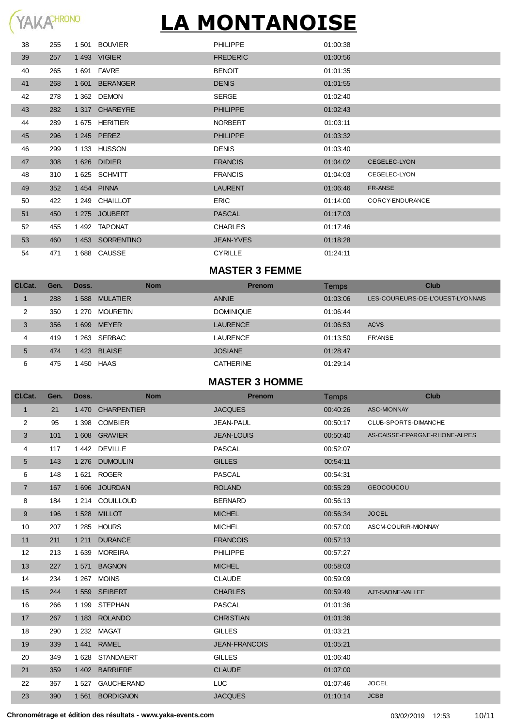# LA MONTANOISE

| Cl.Cat. | Gen. | Doss. | Nom | Prenom | Temps | Club |
|---|---|---|---|---|---|---|
| 38 | 255 | 1 501 | BOUVIER | PHILIPPE | 01:00:38 | |
| 39 | 257 | 1 493 | VIGIER | FREDERIC | 01:00:56 | |
| 40 | 265 | 1 691 | FAVRE | BENOIT | 01:01:35 | |
| 41 | 268 | 1 601 | BERANGER | DENIS | 01:01:55 | |
| 42 | 278 | 1 362 | DEMON | SERGE | 01:02:40 | |
| 43 | 282 | 1 317 | CHAREYRE | PHILIPPE | 01:02:43 | |
| 44 | 289 | 1 675 | HERITIER | NORBERT | 01:03:11 | |
| 45 | 296 | 1 245 | PEREZ | PHILIPPE | 01:03:32 | |
| 46 | 299 | 1 133 | HUSSON | DENIS | 01:03:40 | |
| 47 | 308 | 1 626 | DIDIER | FRANCIS | 01:04:02 | CEGELEC-LYON |
| 48 | 310 | 1 625 | SCHMITT | FRANCIS | 01:04:03 | CEGELEC-LYON |
| 49 | 352 | 1 454 | PINNA | LAURENT | 01:06:46 | FR-ANSE |
| 50 | 422 | 1 249 | CHAILLOT | ERIC | 01:14:00 | CORCY-ENDURANCE |
| 51 | 450 | 1 275 | JOUBERT | PASCAL | 01:17:03 | |
| 52 | 455 | 1 492 | TAPONAT | CHARLES | 01:17:46 | |
| 53 | 460 | 1 453 | SORRENTINO | JEAN-YVES | 01:18:28 | |
| 54 | 471 | 1 688 | CAUSSE | CYRILLE | 01:24:11 | |

## MASTER 3 FEMME

| Cl.Cat. | Gen. | Doss. | Nom | Prenom | Temps | Club |
|---|---|---|---|---|---|---|
| 1 | 288 | 1 588 | MULATIER | ANNIE | 01:03:06 | LES-COUREURS-DE-L'OUEST-LYONNAIS |
| 2 | 350 | 1 270 | MOURETIN | DOMINIQUE | 01:06:44 | |
| 3 | 356 | 1 699 | MEYER | LAURENCE | 01:06:53 | ACVS |
| 4 | 419 | 1 263 | SERBAC | LAURENCE | 01:13:50 | FR'ANSE |
| 5 | 474 | 1 423 | BLAISE | JOSIANE | 01:28:47 | |
| 6 | 475 | 1 450 | HAAS | CATHERINE | 01:29:14 | |

## MASTER 3 HOMME

| Cl.Cat. | Gen. | Doss. | Nom | Prenom | Temps | Club |
|---|---|---|---|---|---|---|
| 1 | 21 | 1 470 | CHARPENTIER | JACQUES | 00:40:26 | ASC-MIONNAY |
| 2 | 95 | 1 398 | COMBIER | JEAN-PAUL | 00:50:17 | CLUB-SPORTS-DIMANCHE |
| 3 | 101 | 1 608 | GRAVIER | JEAN-LOUIS | 00:50:40 | AS-CAISSE-EPARGNE-RHONE-ALPES |
| 4 | 117 | 1 442 | DEVILLE | PASCAL | 00:52:07 | |
| 5 | 143 | 1 276 | DUMOULIN | GILLES | 00:54:11 | |
| 6 | 148 | 1 621 | ROGER | PASCAL | 00:54:31 | |
| 7 | 167 | 1 696 | JOURDAN | ROLAND | 00:55:29 | GEOCOUCOU |
| 8 | 184 | 1 214 | COUILLOUD | BERNARD | 00:56:13 | |
| 9 | 196 | 1 528 | MILLOT | MICHEL | 00:56:34 | JOCEL |
| 10 | 207 | 1 285 | HOURS | MICHEL | 00:57:00 | ASCM-COURIR-MIONNAY |
| 11 | 211 | 1 211 | DURANCE | FRANCOIS | 00:57:13 | |
| 12 | 213 | 1 639 | MOREIRA | PHILIPPE | 00:57:27 | |
| 13 | 227 | 1 571 | BAGNON | MICHEL | 00:58:03 | |
| 14 | 234 | 1 267 | MOINS | CLAUDE | 00:59:09 | |
| 15 | 244 | 1 559 | SEIBERT | CHARLES | 00:59:49 | AJT-SAONE-VALLEE |
| 16 | 266 | 1 199 | STEPHAN | PASCAL | 01:01:36 | |
| 17 | 267 | 1 183 | ROLANDO | CHRISTIAN | 01:01:36 | |
| 18 | 290 | 1 232 | MAGAT | GILLES | 01:03:21 | |
| 19 | 339 | 1 441 | RAMEL | JEAN-FRANCOIS | 01:05:21 | |
| 20 | 349 | 1 628 | STANDAERT | GILLES | 01:06:40 | |
| 21 | 359 | 1 402 | BARRIERE | CLAUDE | 01:07:00 | |
| 22 | 367 | 1 527 | GAUCHERAND | LUC | 01:07:46 | JOCEL |
| 23 | 390 | 1 561 | BORDIGNON | JACQUES | 01:10:14 | JCBB |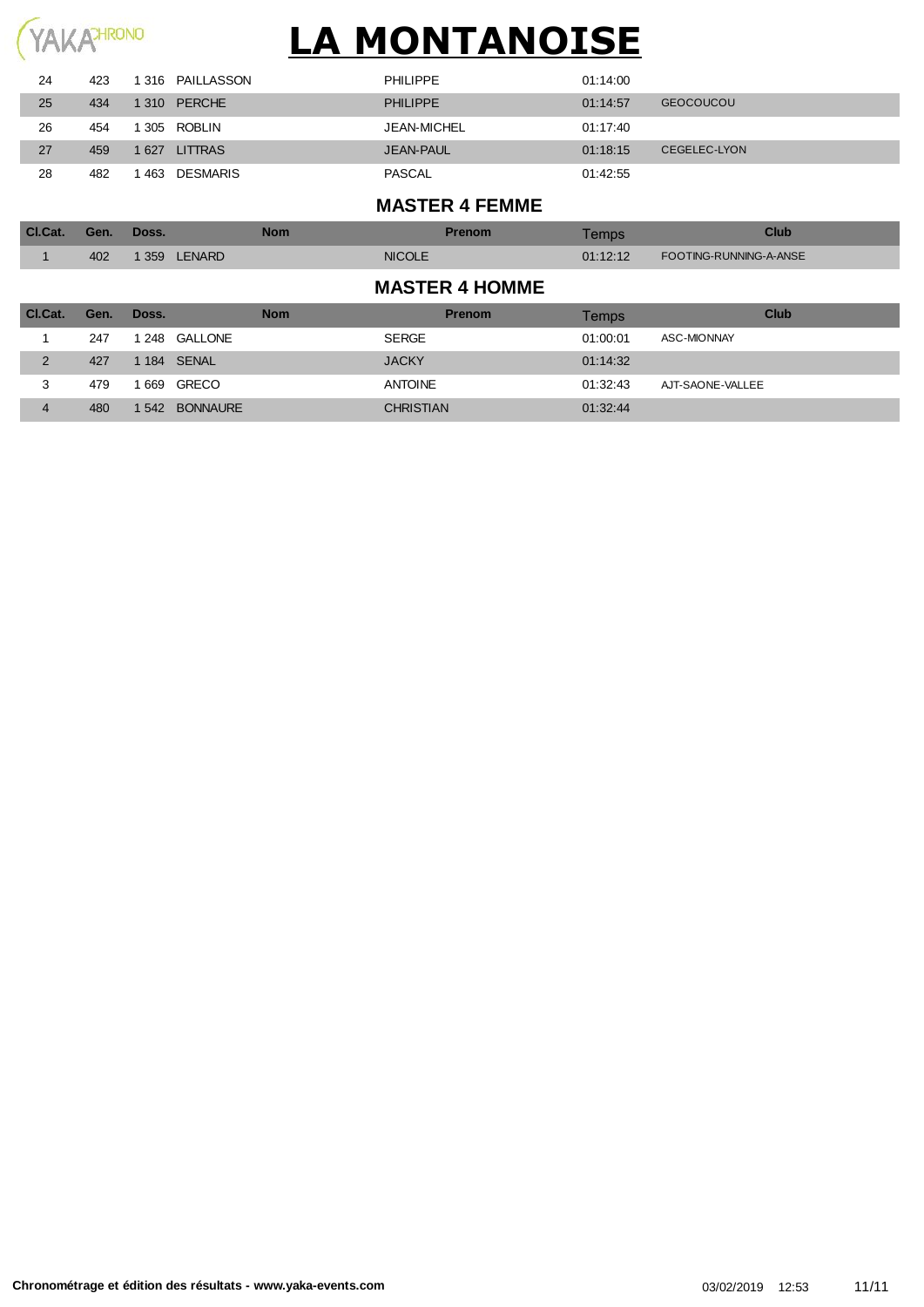# LA MONTANOISE

| | | | | | | |
|---|---|---|---|---|---|---|
| 24 | 423 | 1 316 | PAILLASSON | PHILIPPE | 01:14:00 | |
| 25 | 434 | 1 310 | PERCHE | PHILIPPE | 01:14:57 | GEOCOUCOU |
| 26 | 454 | 1 305 | ROBLIN | JEAN-MICHEL | 01:17:40 | |
| 27 | 459 | 1 627 | LITTRAS | JEAN-PAUL | 01:18:15 | CEGELEC-LYON |
| 28 | 482 | 1 463 | DESMARIS | PASCAL | 01:42:55 | |

### MASTER 4 FEMME

| Cl.Cat. | Gen. | Doss. | Nom | Prenom | Temps | Club |
|---|---|---|---|---|---|---|
| 1 | 402 | 1 359 | LENARD | NICOLE | 01:12:12 | FOOTING-RUNNING-A-ANSE |

### MASTER 4 HOMME

| Cl.Cat. | Gen. | Doss. | Nom | Prenom | Temps | Club |
|---|---|---|---|---|---|---|
| 1 | 247 | 1 248 | GALLONE | SERGE | 01:00:01 | ASC-MIONNAY |
| 2 | 427 | 1 184 | SENAL | JACKY | 01:14:32 | |
| 3 | 479 | 1 669 | GRECO | ANTOINE | 01:32:43 | AJT-SAONE-VALLEE |
| 4 | 480 | 1 542 | BONNAURE | CHRISTIAN | 01:32:44 | |

**Chronométrage et édition des résultats - www.yaka-events.com** 03/02/2019 12:53